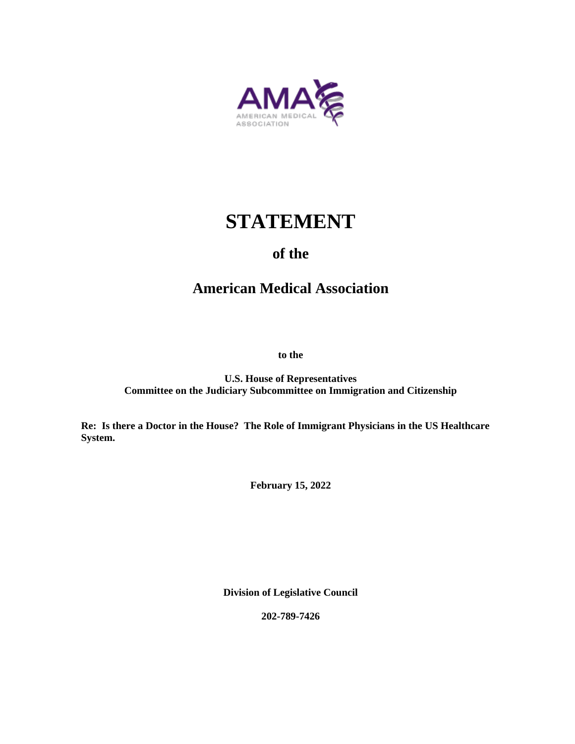AMA
AMERICAN MEDICAL ASSOCIATION

# STATEMENT

## of the

## American Medical Association

**to the**

**U.S. House of Representatives**
**Committee on the Judiciary Subcommittee on Immigration and Citizenship**

**Re: Is there a Doctor in the House? The Role of Immigrant Physicians in the US Healthcare System.**

**February 15, 2022**

**Division of Legislative Council**

**202-789-7426**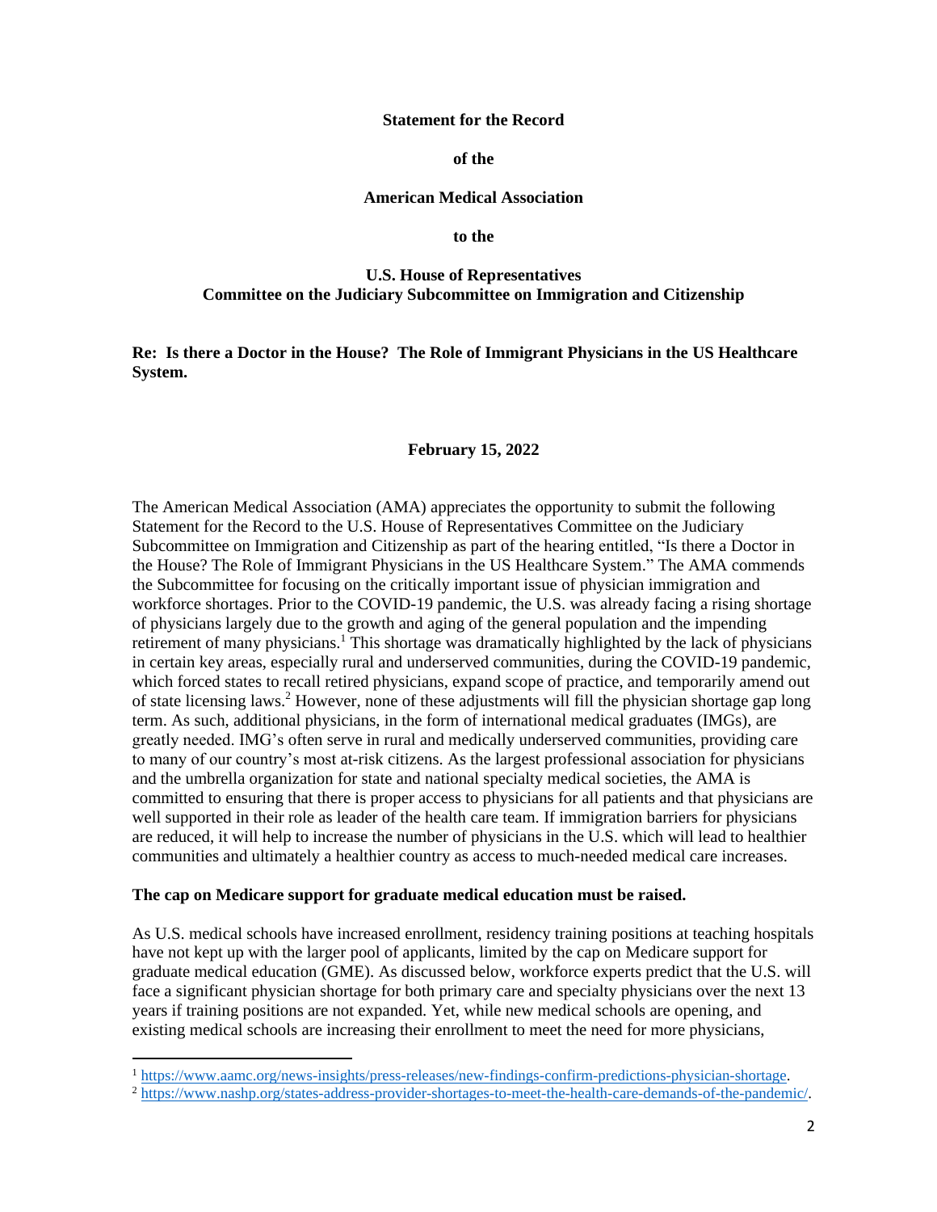**Statement for the Record**

**of the**

**American Medical Association**

**to the**

**U.S. House of Representatives**
**Committee on the Judiciary Subcommittee on Immigration and Citizenship**

**Re: Is there a Doctor in the House? The Role of Immigrant Physicians in the US Healthcare System.**

**February 15, 2022**

The American Medical Association (AMA) appreciates the opportunity to submit the following Statement for the Record to the U.S. House of Representatives Committee on the Judiciary Subcommittee on Immigration and Citizenship as part of the hearing entitled, "Is there a Doctor in the House? The Role of Immigrant Physicians in the US Healthcare System." The AMA commends the Subcommittee for focusing on the critically important issue of physician immigration and workforce shortages. Prior to the COVID-19 pandemic, the U.S. was already facing a rising shortage of physicians largely due to the growth and aging of the general population and the impending retirement of many physicians.[1] This shortage was dramatically highlighted by the lack of physicians in certain key areas, especially rural and underserved communities, during the COVID-19 pandemic, which forced states to recall retired physicians, expand scope of practice, and temporarily amend out of state licensing laws.[2] However, none of these adjustments will fill the physician shortage gap long term. As such, additional physicians, in the form of international medical graduates (IMGs), are greatly needed. IMG's often serve in rural and medically underserved communities, providing care to many of our country's most at-risk citizens. As the largest professional association for physicians and the umbrella organization for state and national specialty medical societies, the AMA is committed to ensuring that there is proper access to physicians for all patients and that physicians are well supported in their role as leader of the health care team. If immigration barriers for physicians are reduced, it will help to increase the number of physicians in the U.S. which will lead to healthier communities and ultimately a healthier country as access to much-needed medical care increases.

**The cap on Medicare support for graduate medical education must be raised.**

As U.S. medical schools have increased enrollment, residency training positions at teaching hospitals have not kept up with the larger pool of applicants, limited by the cap on Medicare support for graduate medical education (GME). As discussed below, workforce experts predict that the U.S. will face a significant physician shortage for both primary care and specialty physicians over the next 13 years if training positions are not expanded. Yet, while new medical schools are opening, and existing medical schools are increasing their enrollment to meet the need for more physicians,

[1] https://www.aamc.org/news-insights/press-releases/new-findings-confirm-predictions-physician-shortage.

[2] https://www.nashp.org/states-address-provider-shortages-to-meet-the-health-care-demands-of-the-pandemic/.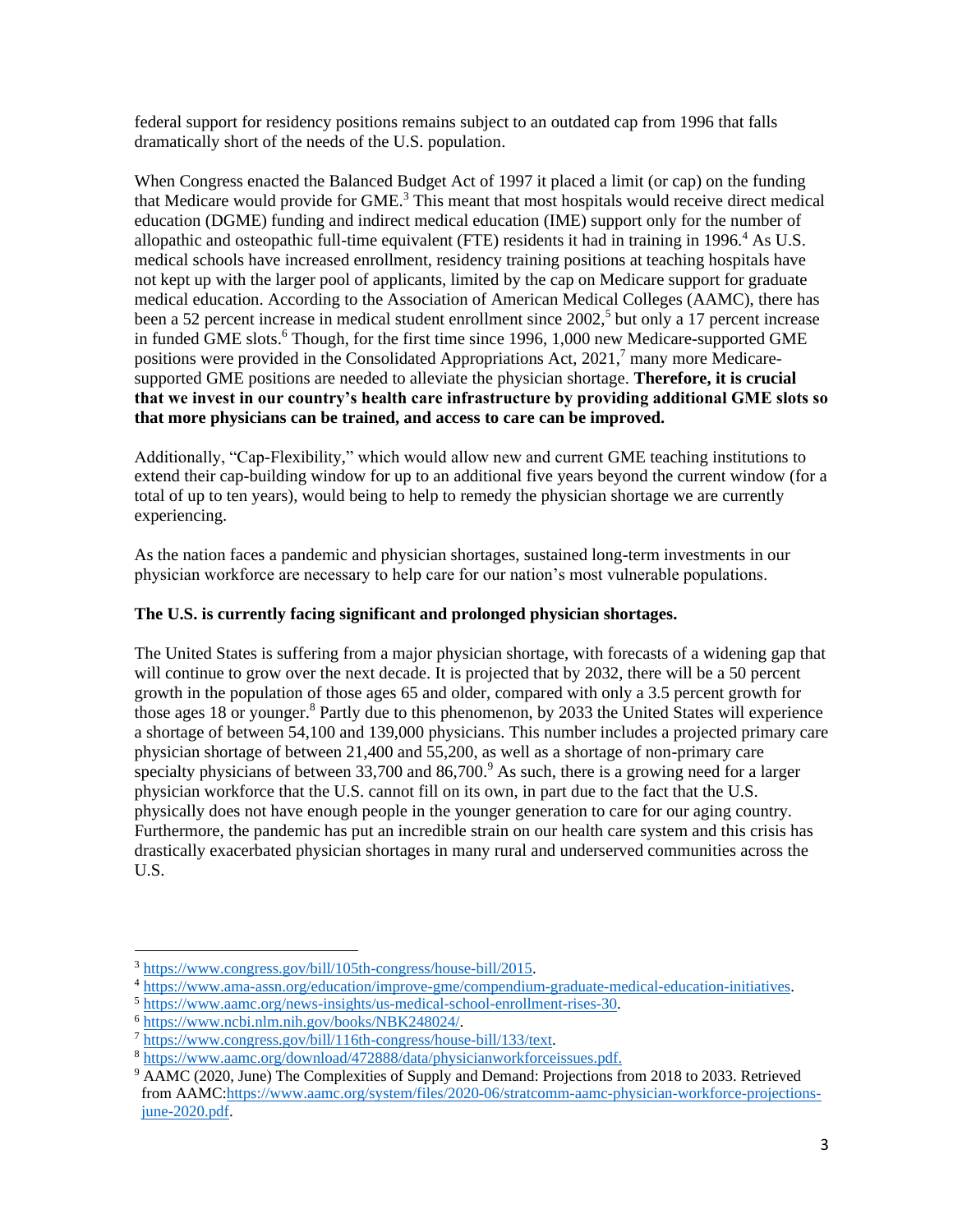federal support for residency positions remains subject to an outdated cap from 1996 that falls dramatically short of the needs of the U.S. population.

When Congress enacted the Balanced Budget Act of 1997 it placed a limit (or cap) on the funding that Medicare would provide for GME.[3] This meant that most hospitals would receive direct medical education (DGME) funding and indirect medical education (IME) support only for the number of allopathic and osteopathic full-time equivalent (FTE) residents it had in training in 1996.[4] As U.S. medical schools have increased enrollment, residency training positions at teaching hospitals have not kept up with the larger pool of applicants, limited by the cap on Medicare support for graduate medical education. According to the Association of American Medical Colleges (AAMC), there has been a 52 percent increase in medical student enrollment since 2002,[5] but only a 17 percent increase in funded GME slots.[6] Though, for the first time since 1996, 1,000 new Medicare-supported GME positions were provided in the Consolidated Appropriations Act, 2021,[7] many more Medicare-supported GME positions are needed to alleviate the physician shortage. **Therefore, it is crucial that we invest in our country's health care infrastructure by providing additional GME slots so that more physicians can be trained, and access to care can be improved.**

Additionally, "Cap-Flexibility," which would allow new and current GME teaching institutions to extend their cap-building window for up to an additional five years beyond the current window (for a total of up to ten years), would being to help to remedy the physician shortage we are currently experiencing.

As the nation faces a pandemic and physician shortages, sustained long-term investments in our physician workforce are necessary to help care for our nation's most vulnerable populations.

**The U.S. is currently facing significant and prolonged physician shortages.**

The United States is suffering from a major physician shortage, with forecasts of a widening gap that will continue to grow over the next decade. It is projected that by 2032, there will be a 50 percent growth in the population of those ages 65 and older, compared with only a 3.5 percent growth for those ages 18 or younger.[8] Partly due to this phenomenon, by 2033 the United States will experience a shortage of between 54,100 and 139,000 physicians. This number includes a projected primary care physician shortage of between 21,400 and 55,200, as well as a shortage of non-primary care specialty physicians of between 33,700 and 86,700.[9] As such, there is a growing need for a larger physician workforce that the U.S. cannot fill on its own, in part due to the fact that the U.S. physically does not have enough people in the younger generation to care for our aging country. Furthermore, the pandemic has put an incredible strain on our health care system and this crisis has drastically exacerbated physician shortages in many rural and underserved communities across the U.S.

---

[3] https://www.congress.gov/bill/105th-congress/house-bill/2015.

[4] https://www.ama-assn.org/education/improve-gme/compendium-graduate-medical-education-initiatives.

[5] https://www.aamc.org/news-insights/us-medical-school-enrollment-rises-30.

[6] https://www.ncbi.nlm.nih.gov/books/NBK248024/.

[7] https://www.congress.gov/bill/116th-congress/house-bill/133/text.

[8] https://www.aamc.org/download/472888/data/physicianworkforceissues.pdf.

[9] AAMC (2020, June) The Complexities of Supply and Demand: Projections from 2018 to 2033. Retrieved from AAMC:https://www.aamc.org/system/files/2020-06/stratcomm-aamc-physician-workforce-projections-june-2020.pdf.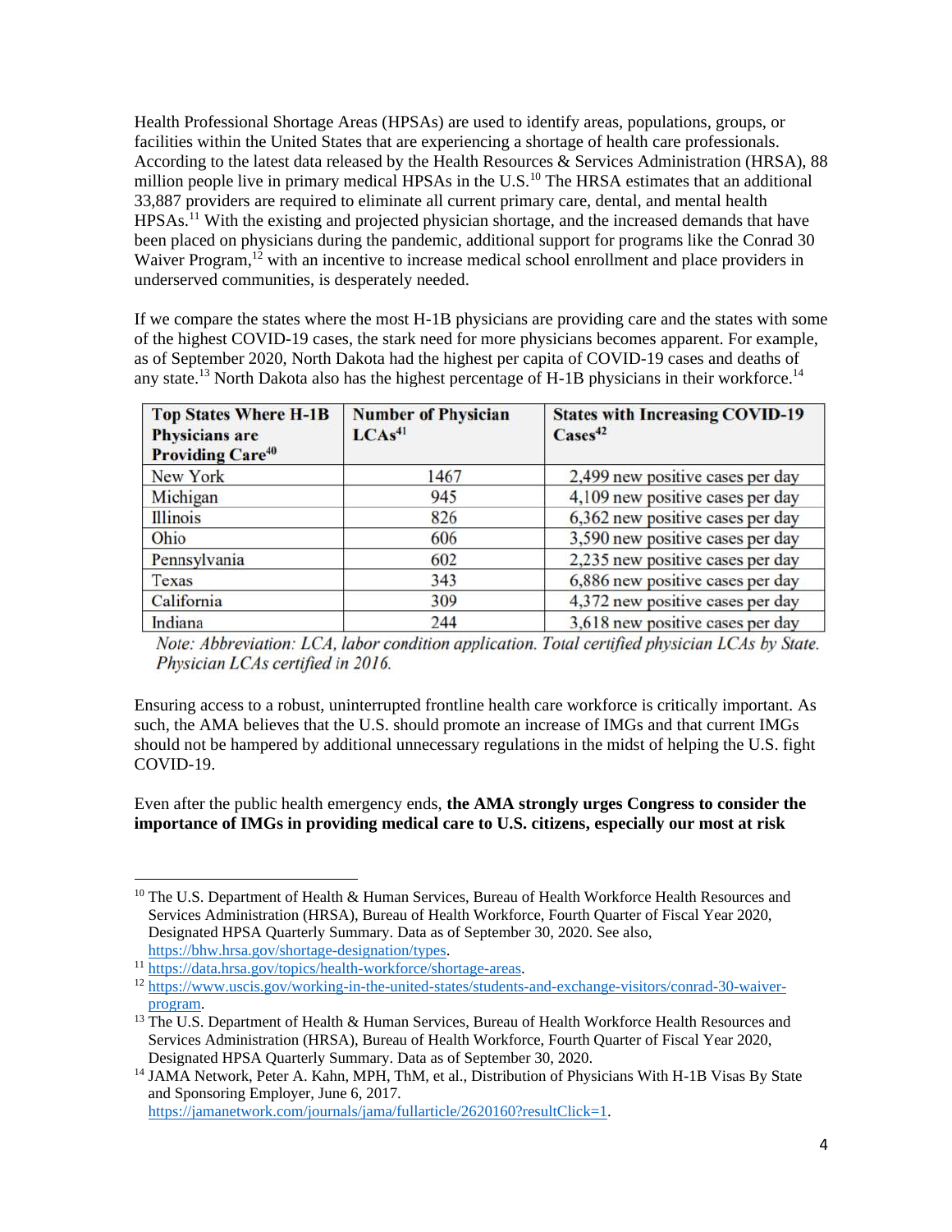Health Professional Shortage Areas (HPSAs) are used to identify areas, populations, groups, or facilities within the United States that are experiencing a shortage of health care professionals. According to the latest data released by the Health Resources & Services Administration (HRSA), 88 million people live in primary medical HPSAs in the U.S.[10] The HRSA estimates that an additional 33,887 providers are required to eliminate all current primary care, dental, and mental health HPSAs.[11] With the existing and projected physician shortage, and the increased demands that have been placed on physicians during the pandemic, additional support for programs like the Conrad 30 Waiver Program,[12] with an incentive to increase medical school enrollment and place providers in underserved communities, is desperately needed.

If we compare the states where the most H-1B physicians are providing care and the states with some of the highest COVID-19 cases, the stark need for more physicians becomes apparent. For example, as of September 2020, North Dakota had the highest per capita of COVID-19 cases and deaths of any state.[13] North Dakota also has the highest percentage of H-1B physicians in their workforce.[14]

| Top States Where H-1B Physicians are Providing Care[40] | Number of Physician LCAs[41] | States with Increasing COVID-19 Cases[42] |
|---|---|---|
| New York | 1467 | 2,499 new positive cases per day |
| Michigan | 945 | 4,109 new positive cases per day |
| Illinois | 826 | 6,362 new positive cases per day |
| Ohio | 606 | 3,590 new positive cases per day |
| Pennsylvania | 602 | 2,235 new positive cases per day |
| Texas | 343 | 6,886 new positive cases per day |
| California | 309 | 4,372 new positive cases per day |
| Indiana | 244 | 3,618 new positive cases per day |

*Note: Abbreviation: LCA, labor condition application. Total certified physician LCAs by State. Physician LCAs certified in 2016.*

Ensuring access to a robust, uninterrupted frontline health care workforce is critically important. As such, the AMA believes that the U.S. should promote an increase of IMGs and that current IMGs should not be hampered by additional unnecessary regulations in the midst of helping the U.S. fight COVID-19.

Even after the public health emergency ends, **the AMA strongly urges Congress to consider the importance of IMGs in providing medical care to U.S. citizens, especially our most at risk**

---

[10] The U.S. Department of Health & Human Services, Bureau of Health Workforce Health Resources and Services Administration (HRSA), Bureau of Health Workforce, Fourth Quarter of Fiscal Year 2020, Designated HPSA Quarterly Summary. Data as of September 30, 2020. See also, https://bhw.hrsa.gov/shortage-designation/types.

[11] https://data.hrsa.gov/topics/health-workforce/shortage-areas.

[12] https://www.uscis.gov/working-in-the-united-states/students-and-exchange-visitors/conrad-30-waiver-program.

[13] The U.S. Department of Health & Human Services, Bureau of Health Workforce Health Resources and Services Administration (HRSA), Bureau of Health Workforce, Fourth Quarter of Fiscal Year 2020, Designated HPSA Quarterly Summary. Data as of September 30, 2020.

[14] JAMA Network, Peter A. Kahn, MPH, ThM, et al., Distribution of Physicians With H-1B Visas By State and Sponsoring Employer, June 6, 2017. https://jamanetwork.com/journals/jama/fullarticle/2620160?resultClick=1.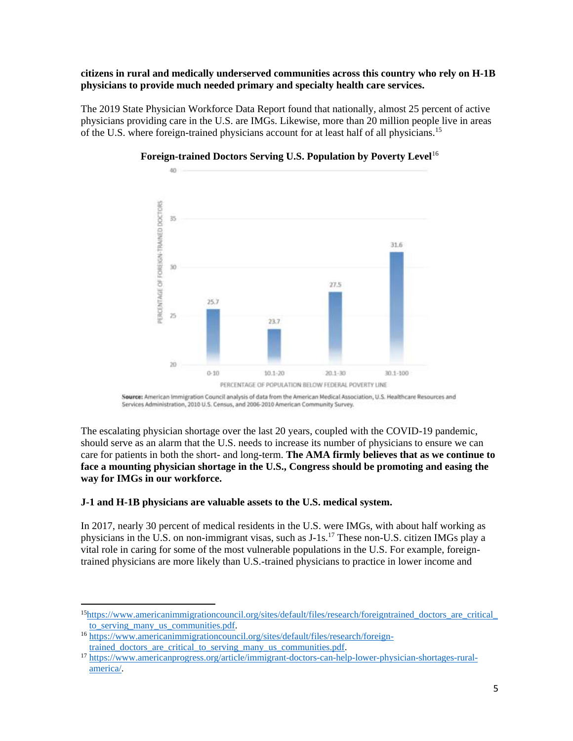**citizens in rural and medically underserved communities across this country who rely on H-1B physicians to provide much needed primary and specialty health care services.**

The 2019 State Physician Workforce Data Report found that nationally, almost 25 percent of active physicians providing care in the U.S. are IMGs. Likewise, more than 20 million people live in areas of the U.S. where foreign-trained physicians account for at least half of all physicians.[15]

**Foreign-trained Doctors Serving U.S. Population by Poverty Level**[16]

| Percentage of Population Below Federal Poverty Line | Percentage of Foreign-Trained Doctors |
|---|---|
| 0-10 | 25.7 |
| 10.1-20 | 23.7 |
| 20.1-30 | 27.5 |
| 30.1-100 | 31.6 |

**Source:** American Immigration Council analysis of data from the American Medical Association, U.S. Healthcare Resources and Services Administration, 2010 U.S. Census, and 2006-2010 American Community Survey.

The escalating physician shortage over the last 20 years, coupled with the COVID-19 pandemic, should serve as an alarm that the U.S. needs to increase its number of physicians to ensure we can care for patients in both the short- and long-term. **The AMA firmly believes that as we continue to face a mounting physician shortage in the U.S., Congress should be promoting and easing the way for IMGs in our workforce.**

**J-1 and H-1B physicians are valuable assets to the U.S. medical system.**

In 2017, nearly 30 percent of medical residents in the U.S. were IMGs, with about half working as physicians in the U.S. on non-immigrant visas, such as J-1s.[17] These non-U.S. citizen IMGs play a vital role in caring for some of the most vulnerable populations in the U.S. For example, foreign-trained physicians are more likely than U.S.-trained physicians to practice in lower income and

---

[15] https://www.americanimmigrationcouncil.org/sites/default/files/research/foreigntrained_doctors_are_critical_to_serving_many_us_communities.pdf.

[16] https://www.americanimmigrationcouncil.org/sites/default/files/research/foreign-trained_doctors_are_critical_to_serving_many_us_communities.pdf.

[17] https://www.americanprogress.org/article/immigrant-doctors-can-help-lower-physician-shortages-rural-america/.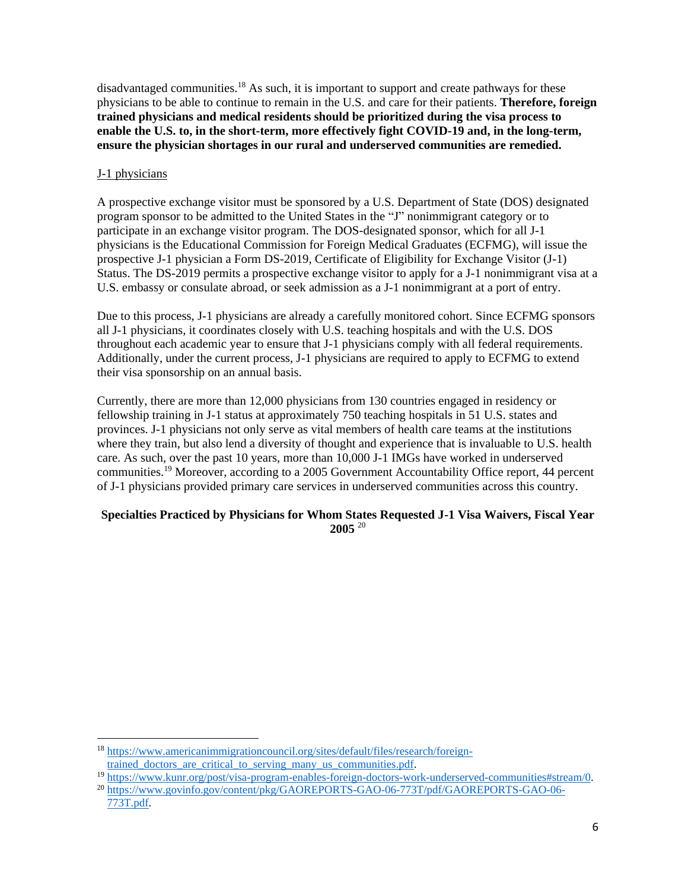disadvantaged communities.[18] As such, it is important to support and create pathways for these physicians to be able to continue to remain in the U.S. and care for their patients. **Therefore, foreign trained physicians and medical residents should be prioritized during the visa process to enable the U.S. to, in the short-term, more effectively fight COVID-19 and, in the long-term, ensure the physician shortages in our rural and underserved communities are remedied.**

J-1 physicians

A prospective exchange visitor must be sponsored by a U.S. Department of State (DOS) designated program sponsor to be admitted to the United States in the "J" nonimmigrant category or to participate in an exchange visitor program. The DOS-designated sponsor, which for all J-1 physicians is the Educational Commission for Foreign Medical Graduates (ECFMG), will issue the prospective J-1 physician a Form DS-2019, Certificate of Eligibility for Exchange Visitor (J-1) Status. The DS-2019 permits a prospective exchange visitor to apply for a J-1 nonimmigrant visa at a U.S. embassy or consulate abroad, or seek admission as a J-1 nonimmigrant at a port of entry.

Due to this process, J-1 physicians are already a carefully monitored cohort. Since ECFMG sponsors all J-1 physicians, it coordinates closely with U.S. teaching hospitals and with the U.S. DOS throughout each academic year to ensure that J-1 physicians comply with all federal requirements. Additionally, under the current process, J-1 physicians are required to apply to ECFMG to extend their visa sponsorship on an annual basis.

Currently, there are more than 12,000 physicians from 130 countries engaged in residency or fellowship training in J-1 status at approximately 750 teaching hospitals in 51 U.S. states and provinces. J-1 physicians not only serve as vital members of health care teams at the institutions where they train, but also lend a diversity of thought and experience that is invaluable to U.S. health care. As such, over the past 10 years, more than 10,000 J-1 IMGs have worked in underserved communities.[19] Moreover, according to a 2005 Government Accountability Office report, 44 percent of J-1 physicians provided primary care services in underserved communities across this country.

**Specialties Practiced by Physicians for Whom States Requested J-1 Visa Waivers, Fiscal Year 2005** [20]

[18] https://www.americanimmigrationcouncil.org/sites/default/files/research/foreign-trained_doctors_are_critical_to_serving_many_us_communities.pdf.

[19] https://www.kunr.org/post/visa-program-enables-foreign-doctors-work-underserved-communities#stream/0.

[20] https://www.govinfo.gov/content/pkg/GAOREPORTS-GAO-06-773T/pdf/GAOREPORTS-GAO-06-773T.pdf.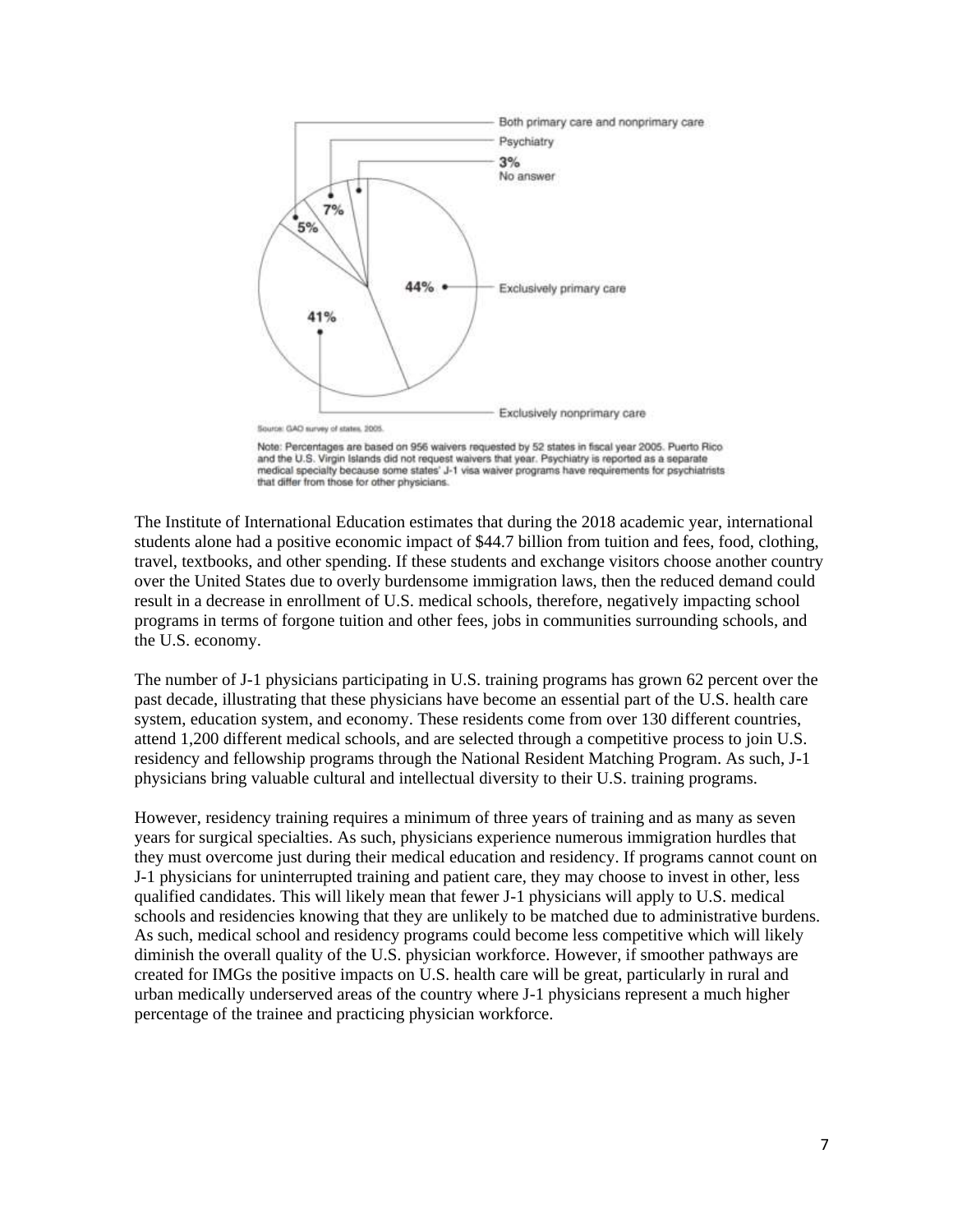Both primary care and nonprimary care

Psychiatry

3%
No answer

7%

5%

44% Exclusively primary care

41%

Exclusively nonprimary care

Source: GAO survey of states, 2005.

Note: Percentages are based on 956 waivers requested by 52 states in fiscal year 2005. Puerto Rico and the U.S. Virgin Islands did not request waivers that year. Psychiatry is reported as a separate medical specialty because some states' J-1 visa waiver programs have requirements for psychiatrists that differ from those for other physicians.

The Institute of International Education estimates that during the 2018 academic year, international students alone had a positive economic impact of $44.7 billion from tuition and fees, food, clothing, travel, textbooks, and other spending. If these students and exchange visitors choose another country over the United States due to overly burdensome immigration laws, then the reduced demand could result in a decrease in enrollment of U.S. medical schools, therefore, negatively impacting school programs in terms of forgone tuition and other fees, jobs in communities surrounding schools, and the U.S. economy.

The number of J-1 physicians participating in U.S. training programs has grown 62 percent over the past decade, illustrating that these physicians have become an essential part of the U.S. health care system, education system, and economy. These residents come from over 130 different countries, attend 1,200 different medical schools, and are selected through a competitive process to join U.S. residency and fellowship programs through the National Resident Matching Program. As such, J-1 physicians bring valuable cultural and intellectual diversity to their U.S. training programs.

However, residency training requires a minimum of three years of training and as many as seven years for surgical specialties. As such, physicians experience numerous immigration hurdles that they must overcome just during their medical education and residency. If programs cannot count on J-1 physicians for uninterrupted training and patient care, they may choose to invest in other, less qualified candidates. This will likely mean that fewer J-1 physicians will apply to U.S. medical schools and residencies knowing that they are unlikely to be matched due to administrative burdens. As such, medical school and residency programs could become less competitive which will likely diminish the overall quality of the U.S. physician workforce. However, if smoother pathways are created for IMGs the positive impacts on U.S. health care will be great, particularly in rural and urban medically underserved areas of the country where J-1 physicians represent a much higher percentage of the trainee and practicing physician workforce.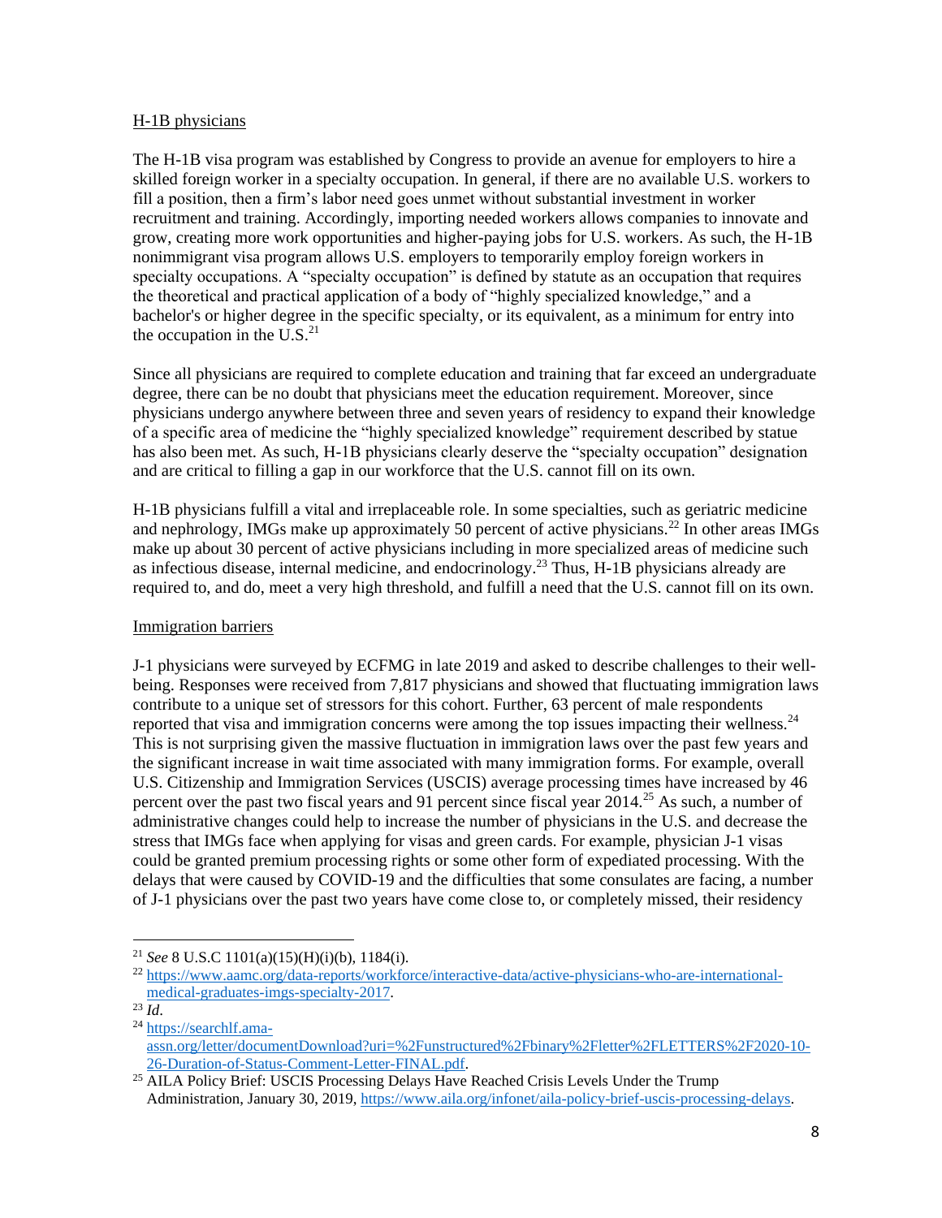H-1B physicians

The H-1B visa program was established by Congress to provide an avenue for employers to hire a skilled foreign worker in a specialty occupation. In general, if there are no available U.S. workers to fill a position, then a firm's labor need goes unmet without substantial investment in worker recruitment and training. Accordingly, importing needed workers allows companies to innovate and grow, creating more work opportunities and higher-paying jobs for U.S. workers. As such, the H-1B nonimmigrant visa program allows U.S. employers to temporarily employ foreign workers in specialty occupations. A "specialty occupation" is defined by statute as an occupation that requires the theoretical and practical application of a body of "highly specialized knowledge," and a bachelor's or higher degree in the specific specialty, or its equivalent, as a minimum for entry into the occupation in the U.S.[21]

Since all physicians are required to complete education and training that far exceed an undergraduate degree, there can be no doubt that physicians meet the education requirement. Moreover, since physicians undergo anywhere between three and seven years of residency to expand their knowledge of a specific area of medicine the "highly specialized knowledge" requirement described by statue has also been met. As such, H-1B physicians clearly deserve the "specialty occupation" designation and are critical to filling a gap in our workforce that the U.S. cannot fill on its own.

H-1B physicians fulfill a vital and irreplaceable role. In some specialties, such as geriatric medicine and nephrology, IMGs make up approximately 50 percent of active physicians.[22] In other areas IMGs make up about 30 percent of active physicians including in more specialized areas of medicine such as infectious disease, internal medicine, and endocrinology.[23] Thus, H-1B physicians already are required to, and do, meet a very high threshold, and fulfill a need that the U.S. cannot fill on its own.

Immigration barriers

J-1 physicians were surveyed by ECFMG in late 2019 and asked to describe challenges to their well-being. Responses were received from 7,817 physicians and showed that fluctuating immigration laws contribute to a unique set of stressors for this cohort. Further, 63 percent of male respondents reported that visa and immigration concerns were among the top issues impacting their wellness.[24] This is not surprising given the massive fluctuation in immigration laws over the past few years and the significant increase in wait time associated with many immigration forms. For example, overall U.S. Citizenship and Immigration Services (USCIS) average processing times have increased by 46 percent over the past two fiscal years and 91 percent since fiscal year 2014.[25] As such, a number of administrative changes could help to increase the number of physicians in the U.S. and decrease the stress that IMGs face when applying for visas and green cards. For example, physician J-1 visas could be granted premium processing rights or some other form of expediated processing. With the delays that were caused by COVID-19 and the difficulties that some consulates are facing, a number of J-1 physicians over the past two years have come close to, or completely missed, their residency

---

[21] *See* 8 U.S.C 1101(a)(15)(H)(i)(b), 1184(i).

[22] https://www.aamc.org/data-reports/workforce/interactive-data/active-physicians-who-are-international-medical-graduates-imgs-specialty-2017.

[23] *Id*.

[24] https://searchlf.ama-assn.org/letter/documentDownload?uri=%2Funstructured%2Fbinary%2Fletter%2FLETTERS%2F2020-10-26-Duration-of-Status-Comment-Letter-FINAL.pdf.

[25] AILA Policy Brief: USCIS Processing Delays Have Reached Crisis Levels Under the Trump Administration, January 30, 2019, https://www.aila.org/infonet/aila-policy-brief-uscis-processing-delays.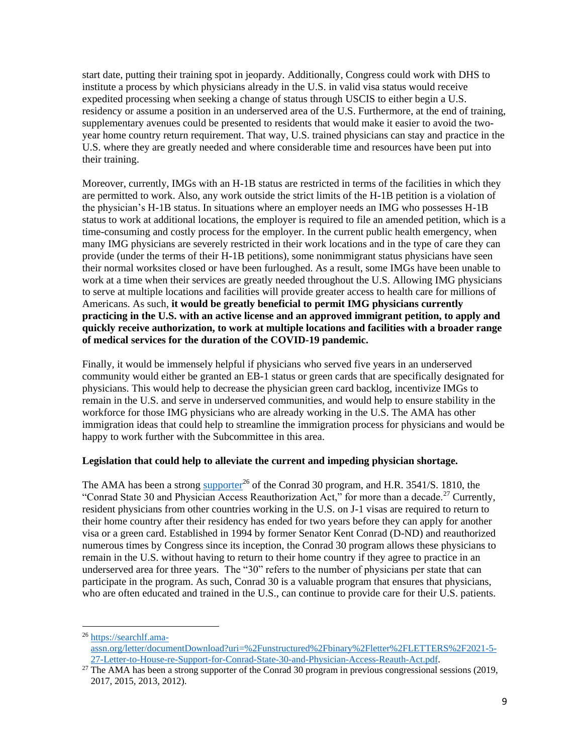start date, putting their training spot in jeopardy. Additionally, Congress could work with DHS to institute a process by which physicians already in the U.S. in valid visa status would receive expedited processing when seeking a change of status through USCIS to either begin a U.S. residency or assume a position in an underserved area of the U.S. Furthermore, at the end of training, supplementary avenues could be presented to residents that would make it easier to avoid the two-year home country return requirement. That way, U.S. trained physicians can stay and practice in the U.S. where they are greatly needed and where considerable time and resources have been put into their training.

Moreover, currently, IMGs with an H-1B status are restricted in terms of the facilities in which they are permitted to work. Also, any work outside the strict limits of the H-1B petition is a violation of the physician's H-1B status. In situations where an employer needs an IMG who possesses H-1B status to work at additional locations, the employer is required to file an amended petition, which is a time-consuming and costly process for the employer. In the current public health emergency, when many IMG physicians are severely restricted in their work locations and in the type of care they can provide (under the terms of their H-1B petitions), some nonimmigrant status physicians have seen their normal worksites closed or have been furloughed. As a result, some IMGs have been unable to work at a time when their services are greatly needed throughout the U.S. Allowing IMG physicians to serve at multiple locations and facilities will provide greater access to health care for millions of Americans. As such, **it would be greatly beneficial to permit IMG physicians currently practicing in the U.S. with an active license and an approved immigrant petition, to apply and quickly receive authorization, to work at multiple locations and facilities with a broader range of medical services for the duration of the COVID-19 pandemic.**

Finally, it would be immensely helpful if physicians who served five years in an underserved community would either be granted an EB-1 status or green cards that are specifically designated for physicians. This would help to decrease the physician green card backlog, incentivize IMGs to remain in the U.S. and serve in underserved communities, and would help to ensure stability in the workforce for those IMG physicians who are already working in the U.S. The AMA has other immigration ideas that could help to streamline the immigration process for physicians and would be happy to work further with the Subcommittee in this area.

**Legislation that could help to alleviate the current and impeding physician shortage.**

The AMA has been a strong supporter[26] of the Conrad 30 program, and H.R. 3541/S. 1810, the "Conrad State 30 and Physician Access Reauthorization Act," for more than a decade.[27] Currently, resident physicians from other countries working in the U.S. on J-1 visas are required to return to their home country after their residency has ended for two years before they can apply for another visa or a green card. Established in 1994 by former Senator Kent Conrad (D-ND) and reauthorized numerous times by Congress since its inception, the Conrad 30 program allows these physicians to remain in the U.S. without having to return to their home country if they agree to practice in an underserved area for three years. The "30" refers to the number of physicians per state that can participate in the program. As such, Conrad 30 is a valuable program that ensures that physicians, who are often educated and trained in the U.S., can continue to provide care for their U.S. patients.

---

[26] https://searchlf.ama-assn.org/letter/documentDownload?uri=%2Funstructured%2Fbinary%2Fletter%2FLETTERS%2F2021-5-27-Letter-to-House-re-Support-for-Conrad-State-30-and-Physician-Access-Reauth-Act.pdf.

[27] The AMA has been a strong supporter of the Conrad 30 program in previous congressional sessions (2019, 2017, 2015, 2013, 2012).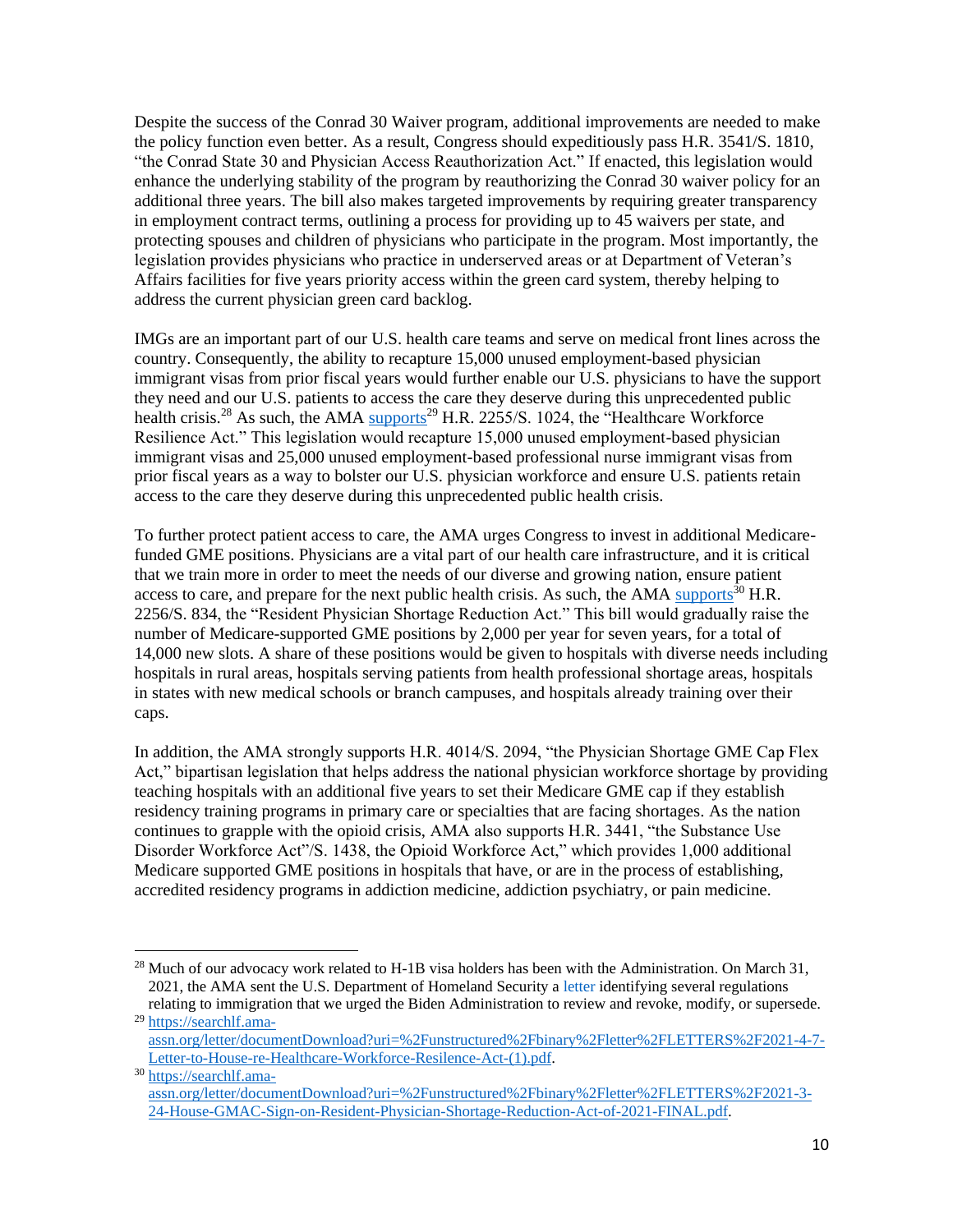Despite the success of the Conrad 30 Waiver program, additional improvements are needed to make the policy function even better. As a result, Congress should expeditiously pass H.R. 3541/S. 1810, "the Conrad State 30 and Physician Access Reauthorization Act." If enacted, this legislation would enhance the underlying stability of the program by reauthorizing the Conrad 30 waiver policy for an additional three years. The bill also makes targeted improvements by requiring greater transparency in employment contract terms, outlining a process for providing up to 45 waivers per state, and protecting spouses and children of physicians who participate in the program. Most importantly, the legislation provides physicians who practice in underserved areas or at Department of Veteran's Affairs facilities for five years priority access within the green card system, thereby helping to address the current physician green card backlog.

IMGs are an important part of our U.S. health care teams and serve on medical front lines across the country. Consequently, the ability to recapture 15,000 unused employment-based physician immigrant visas from prior fiscal years would further enable our U.S. physicians to have the support they need and our U.S. patients to access the care they deserve during this unprecedented public health crisis.[28] As such, the AMA supports[29] H.R. 2255/S. 1024, the "Healthcare Workforce Resilience Act." This legislation would recapture 15,000 unused employment-based physician immigrant visas and 25,000 unused employment-based professional nurse immigrant visas from prior fiscal years as a way to bolster our U.S. physician workforce and ensure U.S. patients retain access to the care they deserve during this unprecedented public health crisis.

To further protect patient access to care, the AMA urges Congress to invest in additional Medicare-funded GME positions. Physicians are a vital part of our health care infrastructure, and it is critical that we train more in order to meet the needs of our diverse and growing nation, ensure patient access to care, and prepare for the next public health crisis. As such, the AMA supports[30] H.R. 2256/S. 834, the "Resident Physician Shortage Reduction Act." This bill would gradually raise the number of Medicare-supported GME positions by 2,000 per year for seven years, for a total of 14,000 new slots. A share of these positions would be given to hospitals with diverse needs including hospitals in rural areas, hospitals serving patients from health professional shortage areas, hospitals in states with new medical schools or branch campuses, and hospitals already training over their caps.

In addition, the AMA strongly supports H.R. 4014/S. 2094, "the Physician Shortage GME Cap Flex Act," bipartisan legislation that helps address the national physician workforce shortage by providing teaching hospitals with an additional five years to set their Medicare GME cap if they establish residency training programs in primary care or specialties that are facing shortages. As the nation continues to grapple with the opioid crisis, AMA also supports H.R. 3441, "the Substance Use Disorder Workforce Act"/S. 1438, the Opioid Workforce Act," which provides 1,000 additional Medicare supported GME positions in hospitals that have, or are in the process of establishing, accredited residency programs in addiction medicine, addiction psychiatry, or pain medicine.

---

[28] Much of our advocacy work related to H-1B visa holders has been with the Administration. On March 31, 2021, the AMA sent the U.S. Department of Homeland Security a letter identifying several regulations relating to immigration that we urged the Biden Administration to review and revoke, modify, or supersede.

[29] https://searchlf.ama-assn.org/letter/documentDownload?uri=%2Funstructured%2Fbinary%2Fletter%2FLETTERS%2F2021-4-7-Letter-to-House-re-Healthcare-Workforce-Resilence-Act-(1).pdf.

[30] https://searchlf.ama-assn.org/letter/documentDownload?uri=%2Funstructured%2Fbinary%2Fletter%2FLETTERS%2F2021-3-24-House-GMAC-Sign-on-Resident-Physician-Shortage-Reduction-Act-of-2021-FINAL.pdf.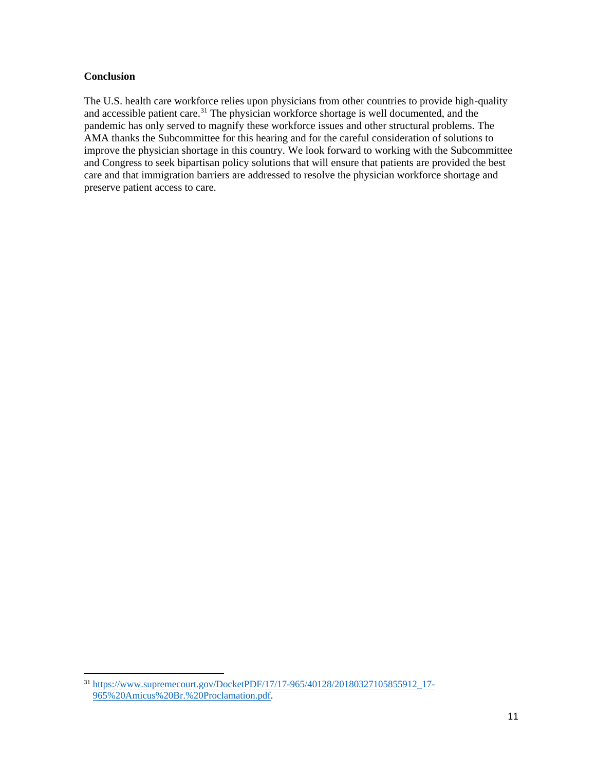**Conclusion**

The U.S. health care workforce relies upon physicians from other countries to provide high-quality and accessible patient care.[31] The physician workforce shortage is well documented, and the pandemic has only served to magnify these workforce issues and other structural problems. The AMA thanks the Subcommittee for this hearing and for the careful consideration of solutions to improve the physician shortage in this country. We look forward to working with the Subcommittee and Congress to seek bipartisan policy solutions that will ensure that patients are provided the best care and that immigration barriers are addressed to resolve the physician workforce shortage and preserve patient access to care.

---

[31] https://www.supremecourt.gov/DocketPDF/17/17-965/40128/20180327105855912_17-965%20Amicus%20Br.%20Proclamation.pdf.